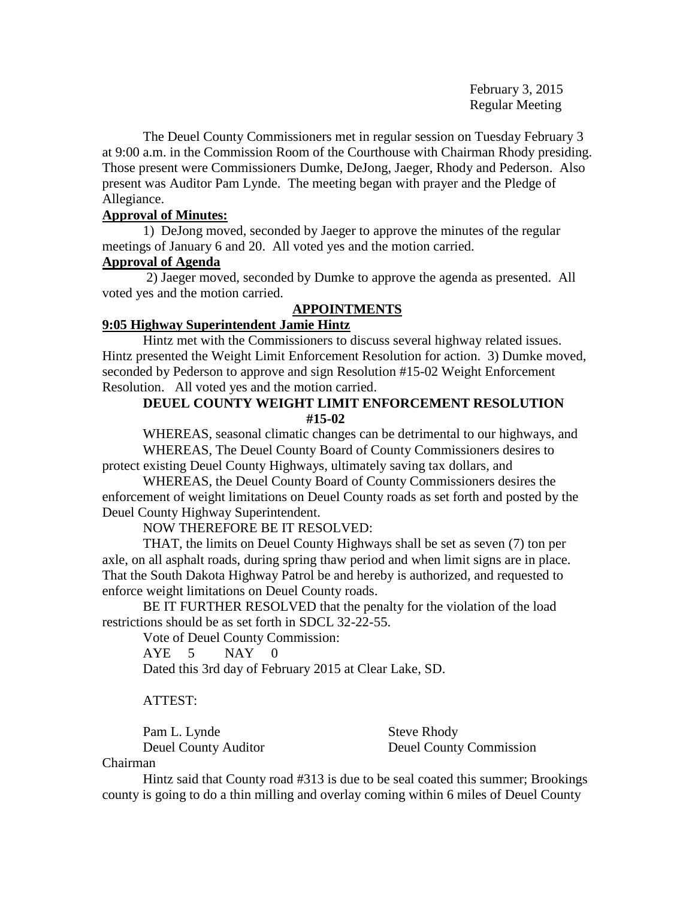February 3, 2015
Regular Meeting

The Deuel County Commissioners met in regular session on Tuesday February 3 at 9:00 a.m. in the Commission Room of the Courthouse with Chairman Rhody presiding. Those present were Commissioners Dumke, DeJong, Jaeger, Rhody and Pederson. Also present was Auditor Pam Lynde. The meeting began with prayer and the Pledge of Allegiance.

**Approval of Minutes:**

1) DeJong moved, seconded by Jaeger to approve the minutes of the regular meetings of January 6 and 20. All voted yes and the motion carried.

**Approval of Agenda**

2) Jaeger moved, seconded by Dumke to approve the agenda as presented. All voted yes and the motion carried.

**APPOINTMENTS**

**9:05 Highway Superintendent Jamie Hintz**

Hintz met with the Commissioners to discuss several highway related issues. Hintz presented the Weight Limit Enforcement Resolution for action. 3) Dumke moved, seconded by Pederson to approve and sign Resolution #15-02 Weight Enforcement Resolution. All voted yes and the motion carried.

**DEUEL COUNTY WEIGHT LIMIT ENFORCEMENT RESOLUTION #15-02**

WHEREAS, seasonal climatic changes can be detrimental to our highways, and

WHEREAS, The Deuel County Board of County Commissioners desires to protect existing Deuel County Highways, ultimately saving tax dollars, and

WHEREAS, the Deuel County Board of County Commissioners desires the enforcement of weight limitations on Deuel County roads as set forth and posted by the Deuel County Highway Superintendent.

NOW THEREFORE BE IT RESOLVED:

THAT, the limits on Deuel County Highways shall be set as seven (7) ton per axle, on all asphalt roads, during spring thaw period and when limit signs are in place. That the South Dakota Highway Patrol be and hereby is authorized, and requested to enforce weight limitations on Deuel County roads.

BE IT FURTHER RESOLVED that the penalty for the violation of the load restrictions should be as set forth in SDCL 32-22-55.

Vote of Deuel County Commission:

AYE 5 NAY 0

Dated this 3rd day of February 2015 at Clear Lake, SD.

ATTEST:

Pam L. Lynde
Deuel County Auditor

Steve Rhody
Deuel County Commission Chairman

Hintz said that County road #313 is due to be seal coated this summer; Brookings county is going to do a thin milling and overlay coming within 6 miles of Deuel County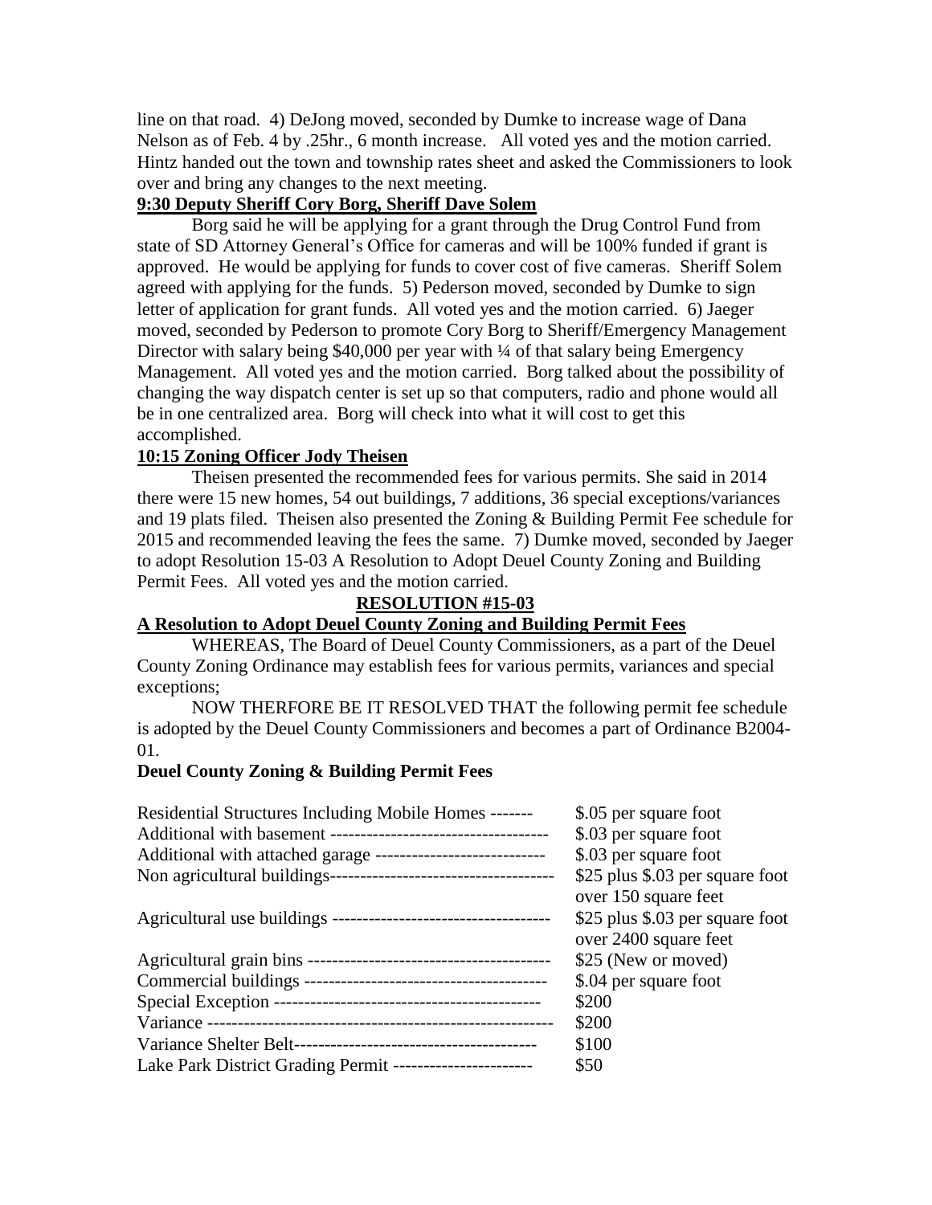line on that road. 4) DeJong moved, seconded by Dumke to increase wage of Dana Nelson as of Feb. 4 by .25hr., 6 month increase. All voted yes and the motion carried. Hintz handed out the town and township rates sheet and asked the Commissioners to look over and bring any changes to the next meeting.

**9:30 Deputy Sheriff Cory Borg, Sheriff Dave Solem**

Borg said he will be applying for a grant through the Drug Control Fund from state of SD Attorney General's Office for cameras and will be 100% funded if grant is approved. He would be applying for funds to cover cost of five cameras. Sheriff Solem agreed with applying for the funds. 5) Pederson moved, seconded by Dumke to sign letter of application for grant funds. All voted yes and the motion carried. 6) Jaeger moved, seconded by Pederson to promote Cory Borg to Sheriff/Emergency Management Director with salary being $40,000 per year with ¼ of that salary being Emergency Management. All voted yes and the motion carried. Borg talked about the possibility of changing the way dispatch center is set up so that computers, radio and phone would all be in one centralized area. Borg will check into what it will cost to get this accomplished.

**10:15 Zoning Officer Jody Theisen**

Theisen presented the recommended fees for various permits. She said in 2014 there were 15 new homes, 54 out buildings, 7 additions, 36 special exceptions/variances and 19 plats filed. Theisen also presented the Zoning & Building Permit Fee schedule for 2015 and recommended leaving the fees the same. 7) Dumke moved, seconded by Jaeger to adopt Resolution 15-03 A Resolution to Adopt Deuel County Zoning and Building Permit Fees. All voted yes and the motion carried.

**RESOLUTION #15-03**

**A Resolution to Adopt Deuel County Zoning and Building Permit Fees**

WHEREAS, The Board of Deuel County Commissioners, as a part of the Deuel County Zoning Ordinance may establish fees for various permits, variances and special exceptions;

NOW THERFORE BE IT RESOLVED THAT the following permit fee schedule is adopted by the Deuel County Commissioners and becomes a part of Ordinance B2004-01.

**Deuel County Zoning & Building Permit Fees**

| | |
|---|---|
| Residential Structures Including Mobile Homes ------- | $.05 per square foot |
| Additional with basement ------------------------------------ | $.03 per square foot |
| Additional with attached garage ---------------------------- | $.03 per square foot |
| Non agricultural buildings------------------------------------- | $25 plus $.03 per square foot over 150 square feet |
| Agricultural use buildings ------------------------------------ | $25 plus $.03 per square foot over 2400 square feet |
| Agricultural grain bins ---------------------------------------- | $25 (New or moved) |
| Commercial buildings ---------------------------------------- | $.04 per square foot |
| Special Exception -------------------------------------------- | $200 |
| Variance --------------------------------------------------------- | $200 |
| Variance Shelter Belt---------------------------------------- | $100 |
| Lake Park District Grading Permit ----------------------- | $50 |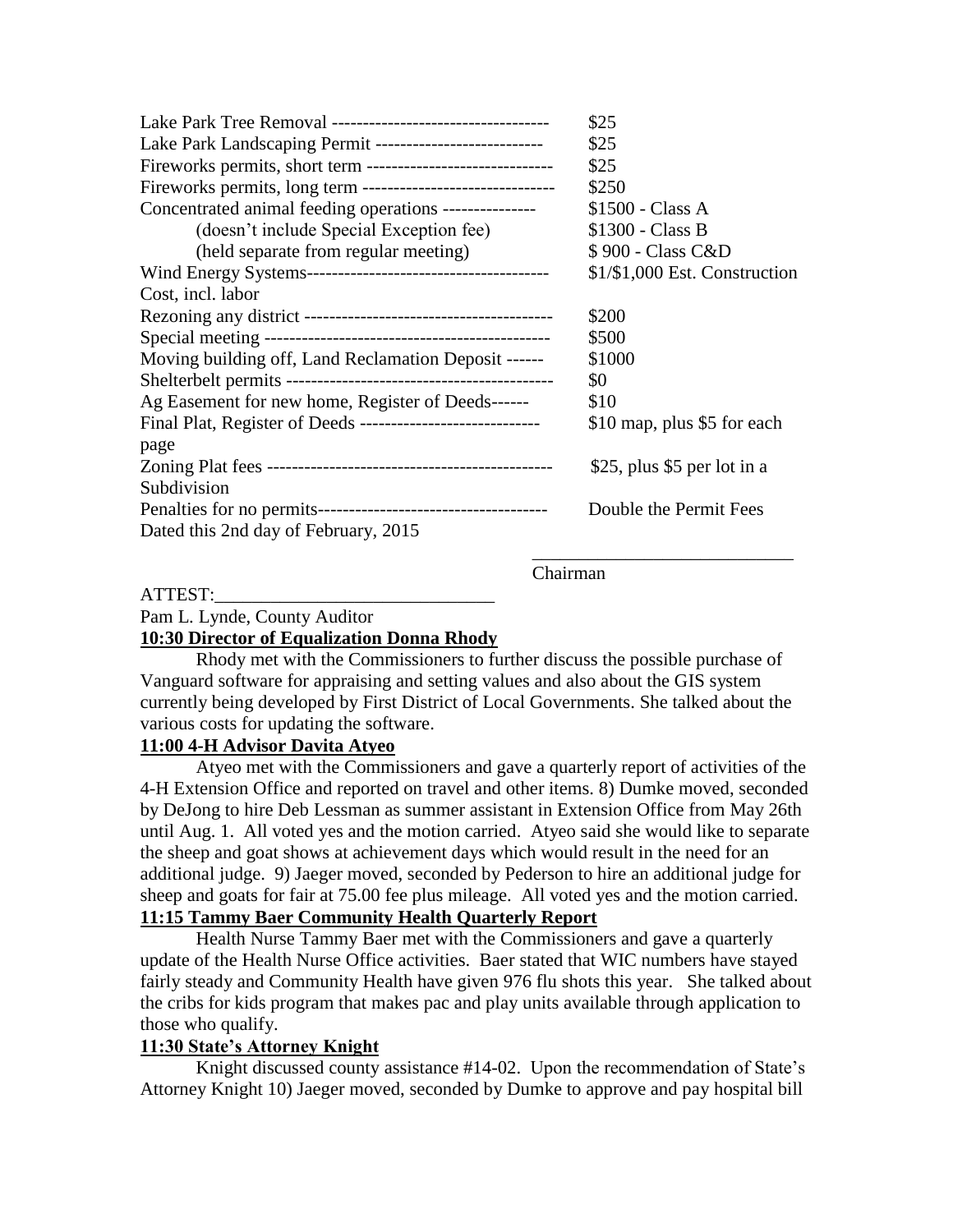| | |
|---|---|
| Lake Park Tree Removal ----------------------------------- | $25 |
| Lake Park Landscaping Permit --------------------------- | $25 |
| Fireworks permits, short term ------------------------------ | $25 |
| Fireworks permits, long term ------------------------------- | $250 |
| Concentrated animal feeding operations --------------- | $1500 - Class A |
| (doesn't include Special Exception fee) | $1300 - Class B |
| (held separate from regular meeting) | $ 900 - Class C&D |
| Wind Energy Systems--------------------------------------- Cost, incl. labor | $1/$1,000 Est. Construction |
| Rezoning any district ---------------------------------------- | $200 |
| Special meeting ---------------------------------------------- | $500 |
| Moving building off, Land Reclamation Deposit ------ | $1000 |
| Shelterbelt permits ------------------------------------------- | $0 |
| Ag Easement for new home, Register of Deeds------ | $10 |
| Final Plat, Register of Deeds ----------------------------- page | $10 map, plus $5 for each |
| Zoning Plat fees ---------------------------------------------- Subdivision | $25, plus $5 per lot in a |
| Penalties for no permits------------------------------------- | Double the Permit Fees |

Dated this 2nd day of February, 2015

____________________________
Chairman

ATTEST:______________________________

Pam L. Lynde, County Auditor

**10:30 Director of Equalization Donna Rhody**

Rhody met with the Commissioners to further discuss the possible purchase of Vanguard software for appraising and setting values and also about the GIS system currently being developed by First District of Local Governments. She talked about the various costs for updating the software.

**11:00 4-H Advisor Davita Atyeo**

Atyeo met with the Commissioners and gave a quarterly report of activities of the 4-H Extension Office and reported on travel and other items. 8) Dumke moved, seconded by DeJong to hire Deb Lessman as summer assistant in Extension Office from May 26th until Aug. 1. All voted yes and the motion carried. Atyeo said she would like to separate the sheep and goat shows at achievement days which would result in the need for an additional judge. 9) Jaeger moved, seconded by Pederson to hire an additional judge for sheep and goats for fair at 75.00 fee plus mileage. All voted yes and the motion carried.

**11:15 Tammy Baer Community Health Quarterly Report**

Health Nurse Tammy Baer met with the Commissioners and gave a quarterly update of the Health Nurse Office activities. Baer stated that WIC numbers have stayed fairly steady and Community Health have given 976 flu shots this year. She talked about the cribs for kids program that makes pac and play units available through application to those who qualify.

**11:30 State's Attorney Knight**

Knight discussed county assistance #14-02. Upon the recommendation of State's Attorney Knight 10) Jaeger moved, seconded by Dumke to approve and pay hospital bill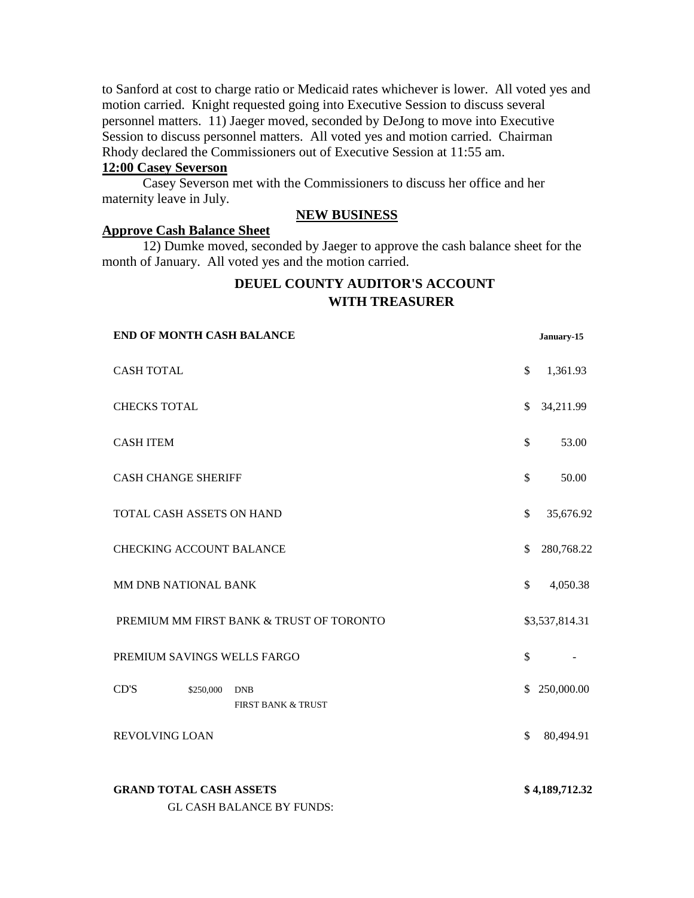to Sanford at cost to charge ratio or Medicaid rates whichever is lower. All voted yes and motion carried. Knight requested going into Executive Session to discuss several personnel matters. 11) Jaeger moved, seconded by DeJong to move into Executive Session to discuss personnel matters. All voted yes and motion carried. Chairman Rhody declared the Commissioners out of Executive Session at 11:55 am.

**12:00 Casey Severson**

Casey Severson met with the Commissioners to discuss her office and her maternity leave in July.

## NEW BUSINESS

**Approve Cash Balance Sheet**

12) Dumke moved, seconded by Jaeger to approve the cash balance sheet for the month of January. All voted yes and the motion carried.

### DEUEL COUNTY AUDITOR'S ACCOUNT WITH TREASURER

| **END OF MONTH CASH BALANCE** | | | **January-15** |
|---|---|---|---|
| CASH TOTAL | | | $ 1,361.93 |
| CHECKS TOTAL | | | $ 34,211.99 |
| CASH ITEM | | | $ 53.00 |
| CASH CHANGE SHERIFF | | | $ 50.00 |
| TOTAL CASH ASSETS ON HAND | | | $ 35,676.92 |
| CHECKING ACCOUNT BALANCE | | | $ 280,768.22 |
| MM DNB NATIONAL BANK | | | $ 4,050.38 |
| PREMIUM MM FIRST BANK & TRUST OF TORONTO | | | $3,537,814.31 |
| PREMIUM SAVINGS WELLS FARGO | | | $ - |
| CD'S | $250,000 | DNB<br>FIRST BANK & TRUST | $ 250,000.00 |
| REVOLVING LOAN | | | $ 80,494.91 |
| **GRAND TOTAL CASH ASSETS** | | | **$ 4,189,712.32** |

GL CASH BALANCE BY FUNDS: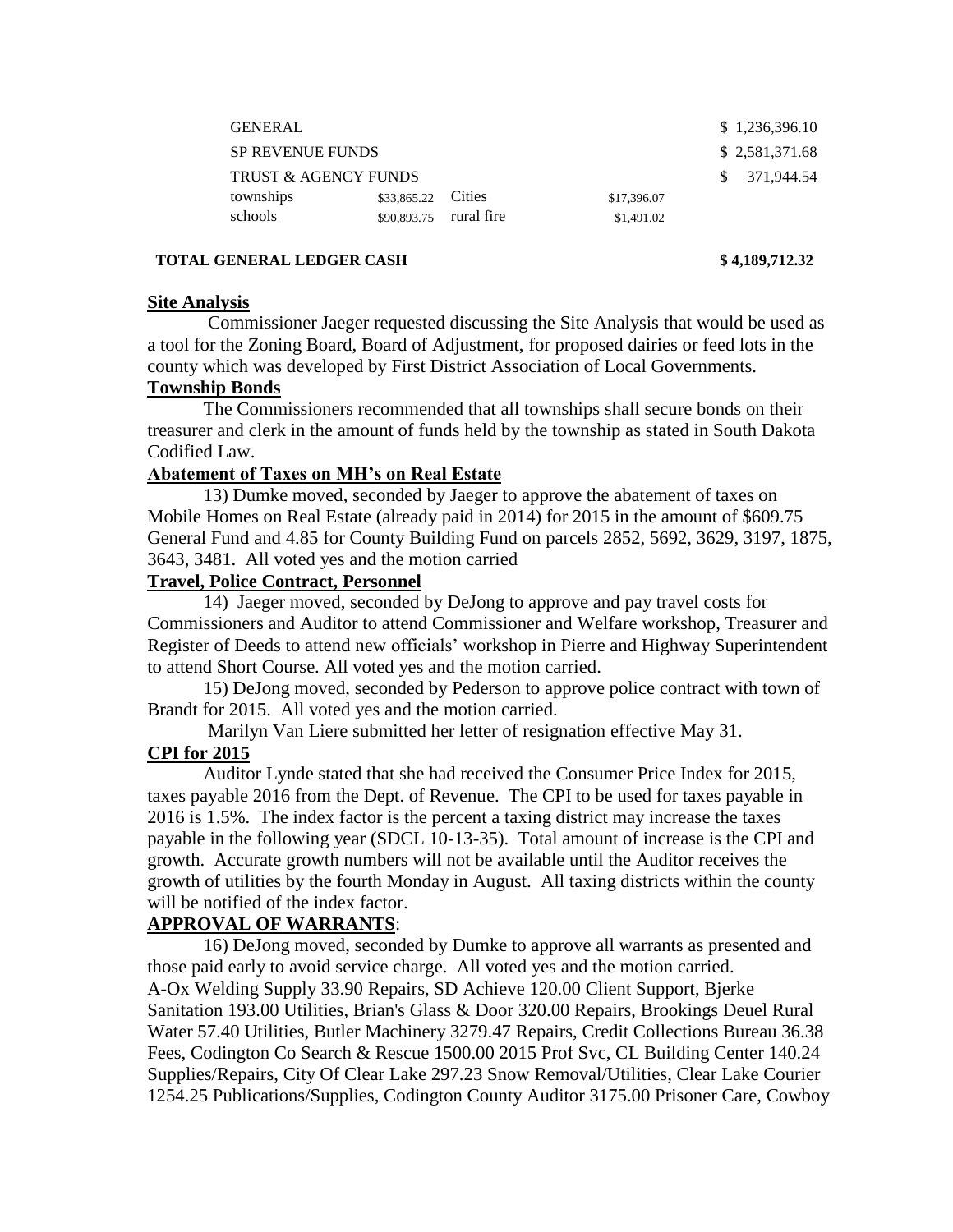| | | | | |
|---|---|---|---|---|
| GENERAL | | | | $ 1,236,396.10 |
| SP REVENUE FUNDS | | | | $ 2,581,371.68 |
| TRUST & AGENCY FUNDS | | | | $ 371,944.54 |
| townships | $33,865.22 | Cities | $17,396.07 | |
| schools | $90,893.75 | rural fire | $1,491.02 | |
| **TOTAL GENERAL LEDGER CASH** | | | | **$ 4,189,712.32** |

**Site Analysis**

Commissioner Jaeger requested discussing the Site Analysis that would be used as a tool for the Zoning Board, Board of Adjustment, for proposed dairies or feed lots in the county which was developed by First District Association of Local Governments.

**Township Bonds**

The Commissioners recommended that all townships shall secure bonds on their treasurer and clerk in the amount of funds held by the township as stated in South Dakota Codified Law.

**Abatement of Taxes on MH's on Real Estate**

13) Dumke moved, seconded by Jaeger to approve the abatement of taxes on Mobile Homes on Real Estate (already paid in 2014) for 2015 in the amount of $609.75 General Fund and 4.85 for County Building Fund on parcels 2852, 5692, 3629, 3197, 1875, 3643, 3481. All voted yes and the motion carried

**Travel, Police Contract, Personnel**

14) Jaeger moved, seconded by DeJong to approve and pay travel costs for Commissioners and Auditor to attend Commissioner and Welfare workshop, Treasurer and Register of Deeds to attend new officials' workshop in Pierre and Highway Superintendent to attend Short Course. All voted yes and the motion carried.

15) DeJong moved, seconded by Pederson to approve police contract with town of Brandt for 2015. All voted yes and the motion carried.

Marilyn Van Liere submitted her letter of resignation effective May 31.

**CPI for 2015**

Auditor Lynde stated that she had received the Consumer Price Index for 2015, taxes payable 2016 from the Dept. of Revenue. The CPI to be used for taxes payable in 2016 is 1.5%. The index factor is the percent a taxing district may increase the taxes payable in the following year (SDCL 10-13-35). Total amount of increase is the CPI and growth. Accurate growth numbers will not be available until the Auditor receives the growth of utilities by the fourth Monday in August. All taxing districts within the county will be notified of the index factor.

**APPROVAL OF WARRANTS**:

16) DeJong moved, seconded by Dumke to approve all warrants as presented and those paid early to avoid service charge. All voted yes and the motion carried.
A-Ox Welding Supply 33.90 Repairs, SD Achieve 120.00 Client Support, Bjerke Sanitation 193.00 Utilities, Brian's Glass & Door 320.00 Repairs, Brookings Deuel Rural Water 57.40 Utilities, Butler Machinery 3279.47 Repairs, Credit Collections Bureau 36.38 Fees, Codington Co Search & Rescue 1500.00 2015 Prof Svc, CL Building Center 140.24 Supplies/Repairs, City Of Clear Lake 297.23 Snow Removal/Utilities, Clear Lake Courier 1254.25 Publications/Supplies, Codington County Auditor 3175.00 Prisoner Care, Cowboy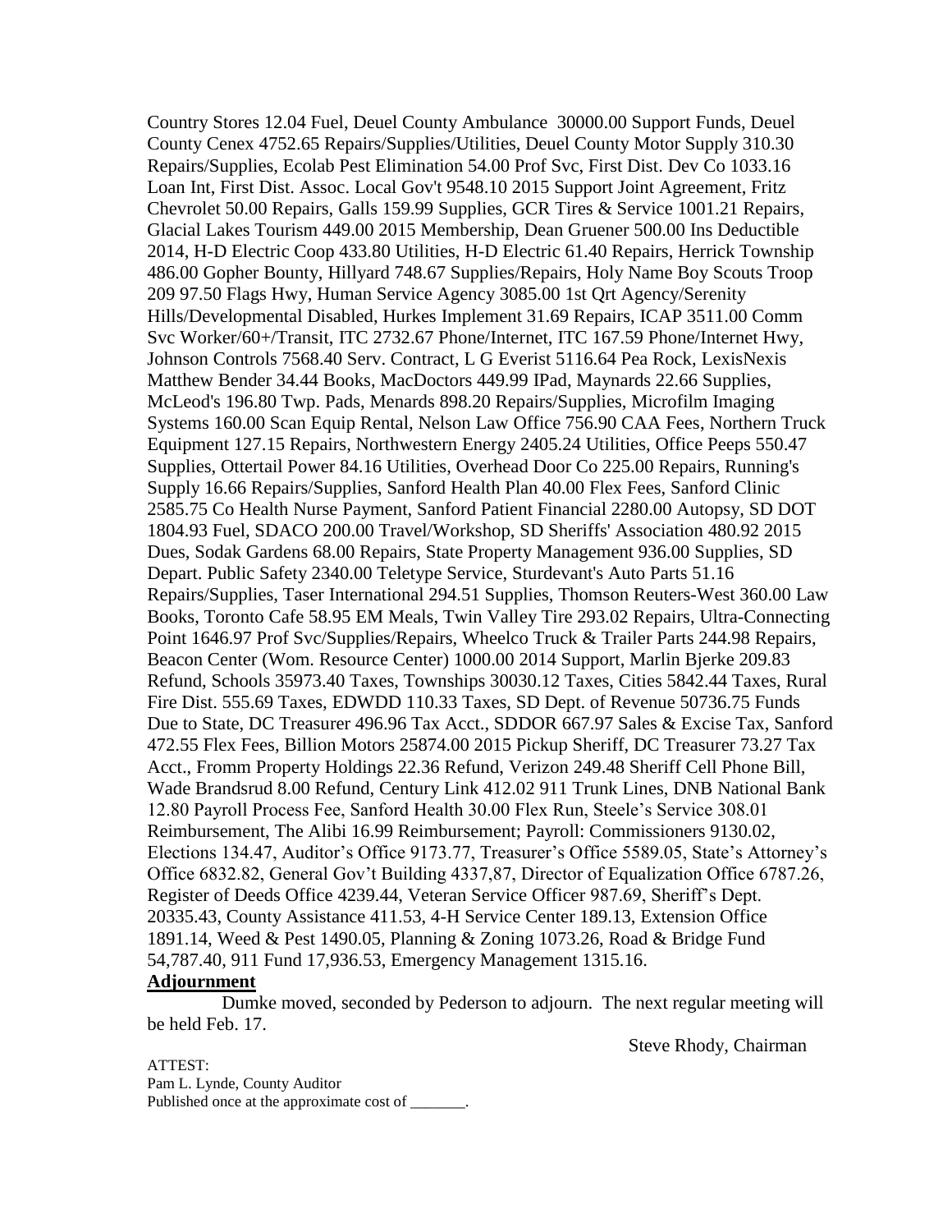Country Stores 12.04 Fuel, Deuel County Ambulance 30000.00 Support Funds, Deuel County Cenex 4752.65 Repairs/Supplies/Utilities, Deuel County Motor Supply 310.30 Repairs/Supplies, Ecolab Pest Elimination 54.00 Prof Svc, First Dist. Dev Co 1033.16 Loan Int, First Dist. Assoc. Local Gov't 9548.10 2015 Support Joint Agreement, Fritz Chevrolet 50.00 Repairs, Galls 159.99 Supplies, GCR Tires & Service 1001.21 Repairs, Glacial Lakes Tourism 449.00 2015 Membership, Dean Gruener 500.00 Ins Deductible 2014, H-D Electric Coop 433.80 Utilities, H-D Electric 61.40 Repairs, Herrick Township 486.00 Gopher Bounty, Hillyard 748.67 Supplies/Repairs, Holy Name Boy Scouts Troop 209 97.50 Flags Hwy, Human Service Agency 3085.00 1st Qrt Agency/Serenity Hills/Developmental Disabled, Hurkes Implement 31.69 Repairs, ICAP 3511.00 Comm Svc Worker/60+/Transit, ITC 2732.67 Phone/Internet, ITC 167.59 Phone/Internet Hwy, Johnson Controls 7568.40 Serv. Contract, L G Everist 5116.64 Pea Rock, LexisNexis Matthew Bender 34.44 Books, MacDoctors 449.99 IPad, Maynards 22.66 Supplies, McLeod's 196.80 Twp. Pads, Menards 898.20 Repairs/Supplies, Microfilm Imaging Systems 160.00 Scan Equip Rental, Nelson Law Office 756.90 CAA Fees, Northern Truck Equipment 127.15 Repairs, Northwestern Energy 2405.24 Utilities, Office Peeps 550.47 Supplies, Ottertail Power 84.16 Utilities, Overhead Door Co 225.00 Repairs, Running's Supply 16.66 Repairs/Supplies, Sanford Health Plan 40.00 Flex Fees, Sanford Clinic 2585.75 Co Health Nurse Payment, Sanford Patient Financial 2280.00 Autopsy, SD DOT 1804.93 Fuel, SDACO 200.00 Travel/Workshop, SD Sheriffs' Association 480.92 2015 Dues, Sodak Gardens 68.00 Repairs, State Property Management 936.00 Supplies, SD Depart. Public Safety 2340.00 Teletype Service, Sturdevant's Auto Parts 51.16 Repairs/Supplies, Taser International 294.51 Supplies, Thomson Reuters-West 360.00 Law Books, Toronto Cafe 58.95 EM Meals, Twin Valley Tire 293.02 Repairs, Ultra-Connecting Point 1646.97 Prof Svc/Supplies/Repairs, Wheelco Truck & Trailer Parts 244.98 Repairs, Beacon Center (Wom. Resource Center) 1000.00 2014 Support, Marlin Bjerke 209.83 Refund, Schools 35973.40 Taxes, Townships 30030.12 Taxes, Cities 5842.44 Taxes, Rural Fire Dist. 555.69 Taxes, EDWDD 110.33 Taxes, SD Dept. of Revenue 50736.75 Funds Due to State, DC Treasurer 496.96 Tax Acct., SDDOR 667.97 Sales & Excise Tax, Sanford 472.55 Flex Fees, Billion Motors 25874.00 2015 Pickup Sheriff, DC Treasurer 73.27 Tax Acct., Fromm Property Holdings 22.36 Refund, Verizon 249.48 Sheriff Cell Phone Bill, Wade Brandsrud 8.00 Refund, Century Link 412.02 911 Trunk Lines, DNB National Bank 12.80 Payroll Process Fee, Sanford Health 30.00 Flex Run, Steele's Service 308.01 Reimbursement, The Alibi 16.99 Reimbursement; Payroll: Commissioners 9130.02, Elections 134.47, Auditor's Office 9173.77, Treasurer's Office 5589.05, State's Attorney's Office 6832.82, General Gov't Building 4337,87, Director of Equalization Office 6787.26, Register of Deeds Office 4239.44, Veteran Service Officer 987.69, Sheriff's Dept. 20335.43, County Assistance 411.53, 4-H Service Center 189.13, Extension Office 1891.14, Weed & Pest 1490.05, Planning & Zoning 1073.26, Road & Bridge Fund 54,787.40, 911 Fund 17,936.53, Emergency Management 1315.16.

**Adjournment**

Dumke moved, seconded by Pederson to adjourn. The next regular meeting will be held Feb. 17.

Steve Rhody, Chairman

ATTEST:
Pam L. Lynde, County Auditor
Published once at the approximate cost of _______.